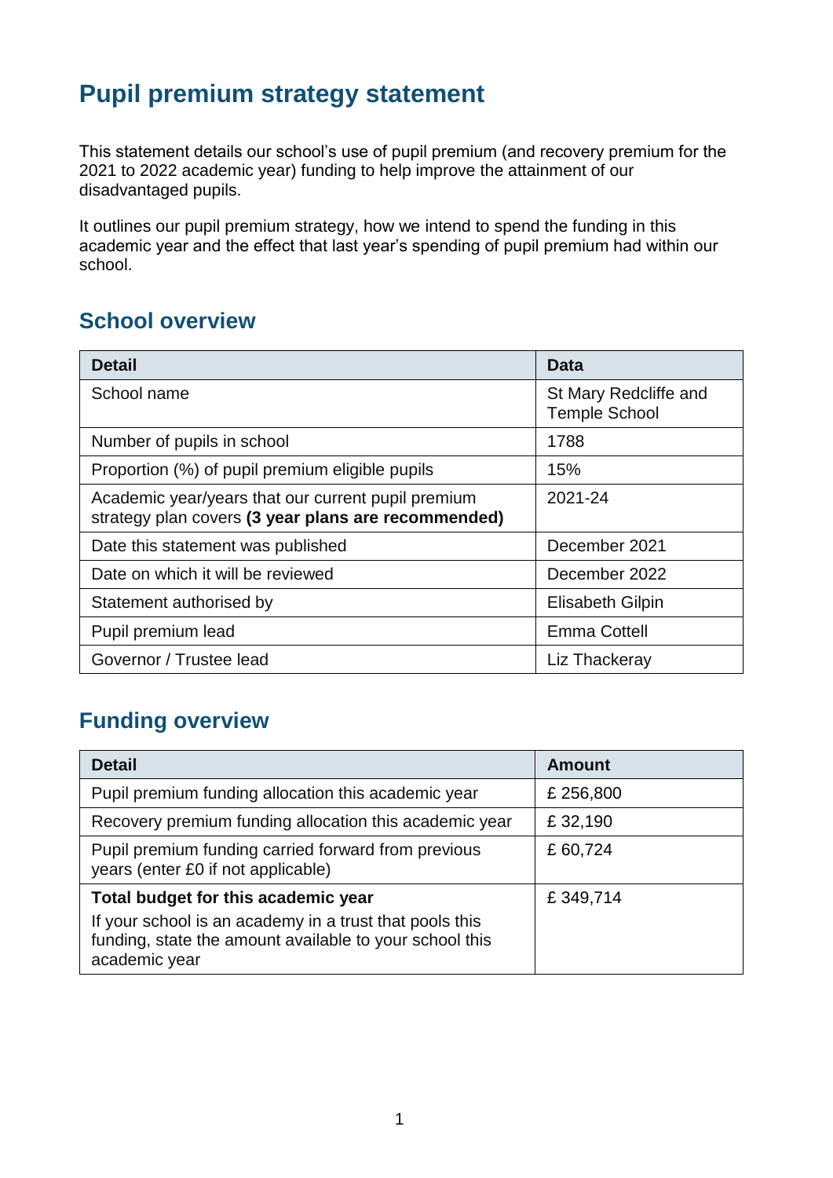# Pupil premium strategy statement

This statement details our school's use of pupil premium (and recovery premium for the 2021 to 2022 academic year) funding to help improve the attainment of our disadvantaged pupils.

It outlines our pupil premium strategy, how we intend to spend the funding in this academic year and the effect that last year's spending of pupil premium had within our school.

## School overview

| Detail | Data |
|---|---|
| School name | St Mary Redcliffe and Temple School |
| Number of pupils in school | 1788 |
| Proportion (%) of pupil premium eligible pupils | 15% |
| Academic year/years that our current pupil premium strategy plan covers **(3 year plans are recommended)** | 2021-24 |
| Date this statement was published | December 2021 |
| Date on which it will be reviewed | December 2022 |
| Statement authorised by | Elisabeth Gilpin |
| Pupil premium lead | Emma Cottell |
| Governor / Trustee lead | Liz Thackeray |

## Funding overview

| Detail | Amount |
|---|---|
| Pupil premium funding allocation this academic year | £ 256,800 |
| Recovery premium funding allocation this academic year | £ 32,190 |
| Pupil premium funding carried forward from previous years (enter £0 if not applicable) | £ 60,724 |
| **Total budget for this academic year**<br>If your school is an academy in a trust that pools this funding, state the amount available to your school this academic year | £ 349,714 |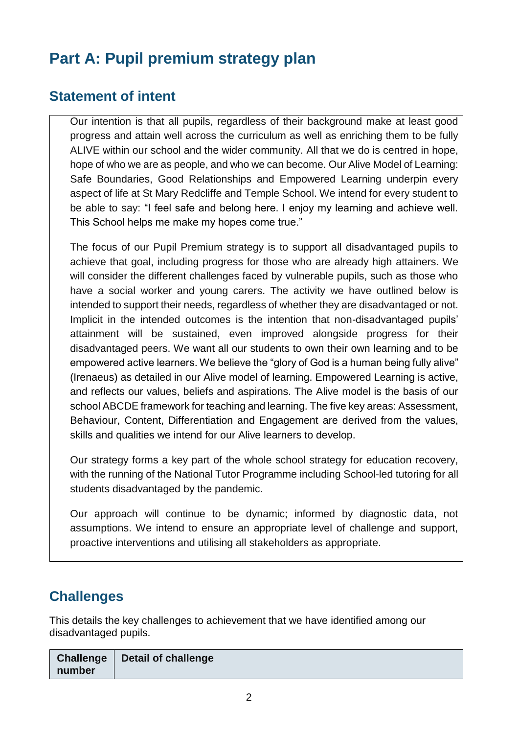# Part A: Pupil premium strategy plan

## Statement of intent

Our intention is that all pupils, regardless of their background make at least good progress and attain well across the curriculum as well as enriching them to be fully ALIVE within our school and the wider community. All that we do is centred in hope, hope of who we are as people, and who we can become. Our Alive Model of Learning: Safe Boundaries, Good Relationships and Empowered Learning underpin every aspect of life at St Mary Redcliffe and Temple School. We intend for every student to be able to say: "I feel safe and belong here. I enjoy my learning and achieve well. This School helps me make my hopes come true."

The focus of our Pupil Premium strategy is to support all disadvantaged pupils to achieve that goal, including progress for those who are already high attainers. We will consider the different challenges faced by vulnerable pupils, such as those who have a social worker and young carers. The activity we have outlined below is intended to support their needs, regardless of whether they are disadvantaged or not. Implicit in the intended outcomes is the intention that non-disadvantaged pupils' attainment will be sustained, even improved alongside progress for their disadvantaged peers. We want all our students to own their own learning and to be empowered active learners. We believe the "glory of God is a human being fully alive" (Irenaeus) as detailed in our Alive model of learning. Empowered Learning is active, and reflects our values, beliefs and aspirations. The Alive model is the basis of our school ABCDE framework for teaching and learning. The five key areas: Assessment, Behaviour, Content, Differentiation and Engagement are derived from the values, skills and qualities we intend for our Alive learners to develop.

Our strategy forms a key part of the whole school strategy for education recovery, with the running of the National Tutor Programme including School-led tutoring for all students disadvantaged by the pandemic.

Our approach will continue to be dynamic; informed by diagnostic data, not assumptions. We intend to ensure an appropriate level of challenge and support, proactive interventions and utilising all stakeholders as appropriate.

## Challenges

This details the key challenges to achievement that we have identified among our disadvantaged pupils.

| Challenge number | Detail of challenge |
| --- | --- |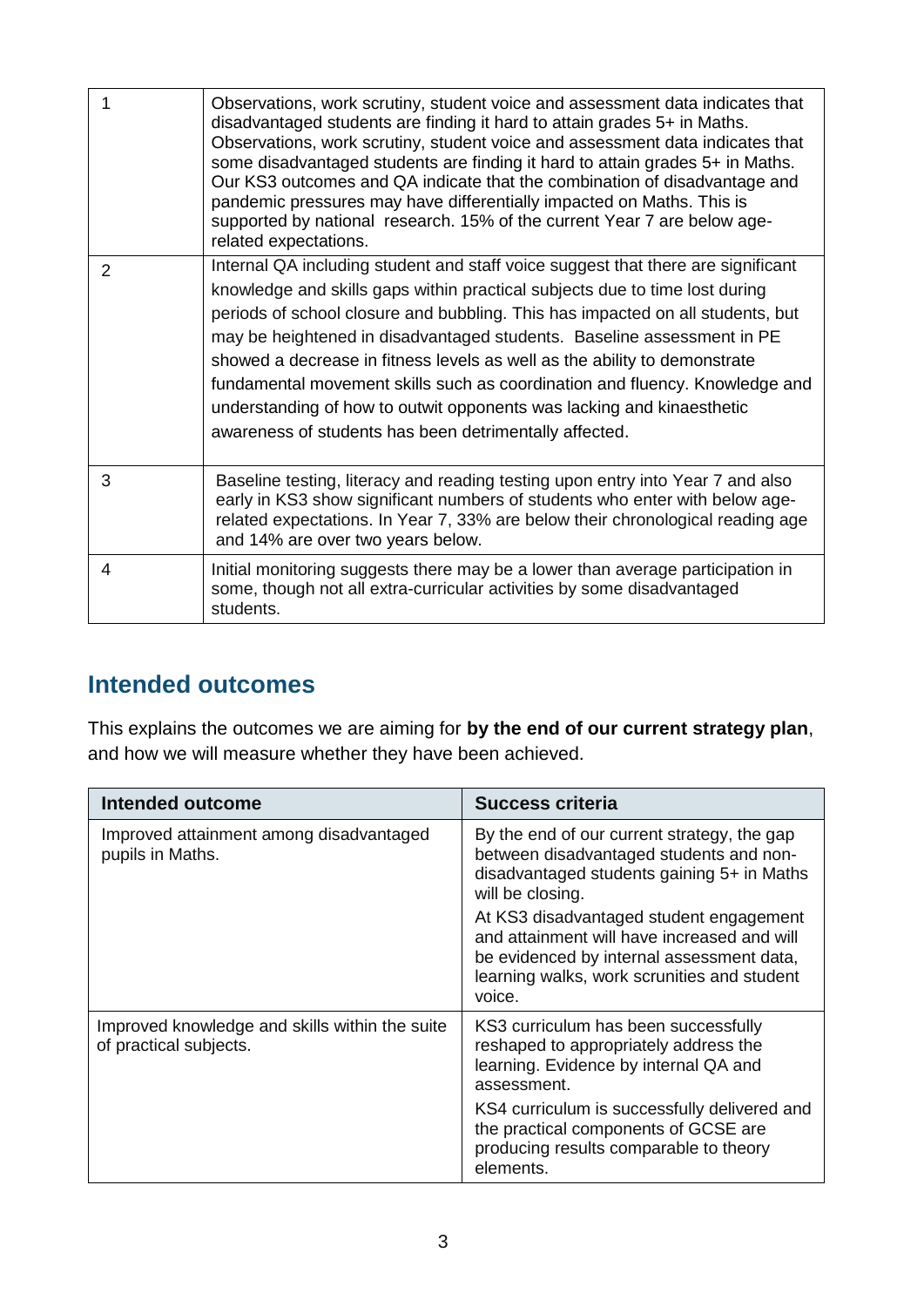| | |
|---|---|
| 1 | Observations, work scrutiny, student voice and assessment data indicates that disadvantaged students are finding it hard to attain grades 5+ in Maths. Observations, work scrutiny, student voice and assessment data indicates that some disadvantaged students are finding it hard to attain grades 5+ in Maths. Our KS3 outcomes and QA indicate that the combination of disadvantage and pandemic pressures may have differentially impacted on Maths. This is supported by national research. 15% of the current Year 7 are below age-related expectations. |
| 2 | Internal QA including student and staff voice suggest that there are significant knowledge and skills gaps within practical subjects due to time lost during periods of school closure and bubbling. This has impacted on all students, but may be heightened in disadvantaged students. Baseline assessment in PE showed a decrease in fitness levels as well as the ability to demonstrate fundamental movement skills such as coordination and fluency. Knowledge and understanding of how to outwit opponents was lacking and kinaesthetic awareness of students has been detrimentally affected. |
| 3 | Baseline testing, literacy and reading testing upon entry into Year 7 and also early in KS3 show significant numbers of students who enter with below age-related expectations. In Year 7, 33% are below their chronological reading age and 14% are over two years below. |
| 4 | Initial monitoring suggests there may be a lower than average participation in some, though not all extra-curricular activities by some disadvantaged students. |

## Intended outcomes

This explains the outcomes we are aiming for **by the end of our current strategy plan**, and how we will measure whether they have been achieved.

| Intended outcome | Success criteria |
|---|---|
| Improved attainment among disadvantaged pupils in Maths. | By the end of our current strategy, the gap between disadvantaged students and non-disadvantaged students gaining 5+ in Maths will be closing. At KS3 disadvantaged student engagement and attainment will have increased and will be evidenced by internal assessment data, learning walks, work scrunities and student voice. |
| Improved knowledge and skills within the suite of practical subjects. | KS3 curriculum has been successfully reshaped to appropriately address the learning. Evidence by internal QA and assessment. KS4 curriculum is successfully delivered and the practical components of GCSE are producing results comparable to theory elements. |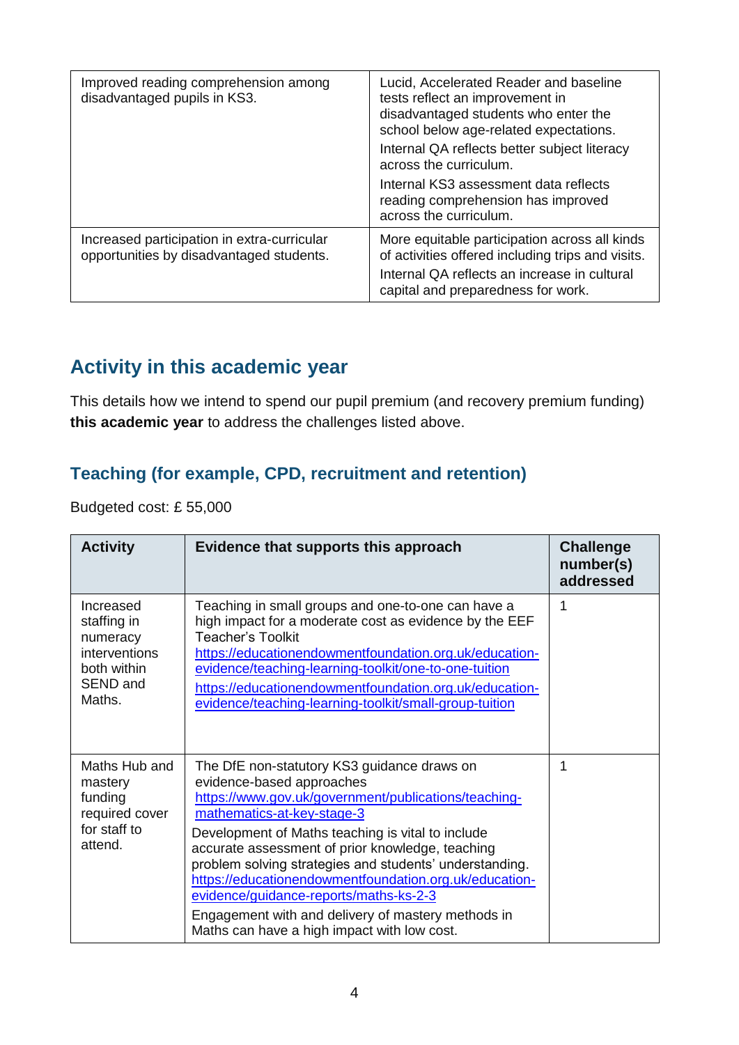| | |
|---|---|
| Improved reading comprehension among disadvantaged pupils in KS3. | Lucid, Accelerated Reader and baseline tests reflect an improvement in disadvantaged students who enter the school below age-related expectations.<br>Internal QA reflects better subject literacy across the curriculum.<br>Internal KS3 assessment data reflects reading comprehension has improved across the curriculum. |
| Increased participation in extra-curricular opportunities by disadvantaged students. | More equitable participation across all kinds of activities offered including trips and visits.<br>Internal QA reflects an increase in cultural capital and preparedness for work. |

## Activity in this academic year

This details how we intend to spend our pupil premium (and recovery premium funding) **this academic year** to address the challenges listed above.

### Teaching (for example, CPD, recruitment and retention)

Budgeted cost: £ 55,000

| Activity | Evidence that supports this approach | Challenge number(s) addressed |
|---|---|---|
| Increased staffing in numeracy interventions both within SEND and Maths. | Teaching in small groups and one-to-one can have a high impact for a moderate cost as evidence by the EEF Teacher's Toolkit<br>https://educationendowmentfoundation.org.uk/education-evidence/teaching-learning-toolkit/one-to-one-tuition<br>https://educationendowmentfoundation.org.uk/education-evidence/teaching-learning-toolkit/small-group-tuition | 1 |
| Maths Hub and mastery funding required cover for staff to attend. | The DfE non-statutory KS3 guidance draws on evidence-based approaches<br>https://www.gov.uk/government/publications/teaching-mathematics-at-key-stage-3<br>Development of Maths teaching is vital to include accurate assessment of prior knowledge, teaching problem solving strategies and students' understanding.<br>https://educationendowmentfoundation.org.uk/education-evidence/guidance-reports/maths-ks-2-3<br>Engagement with and delivery of mastery methods in Maths can have a high impact with low cost. | 1 |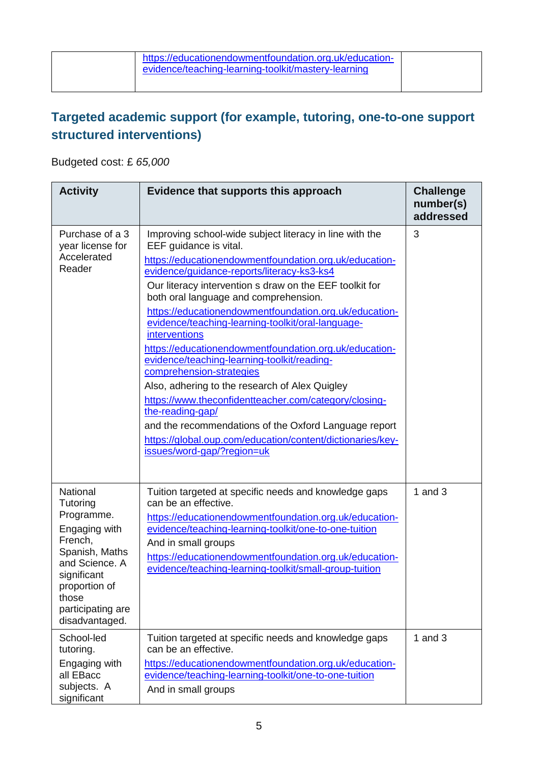| | | |
|---|---|---|
| | https://educationendowmentfoundation.org.uk/education-evidence/teaching-learning-toolkit/mastery-learning | |

## Targeted academic support (for example, tutoring, one-to-one support structured interventions)

Budgeted cost: £ *65,000*

| Activity | Evidence that supports this approach | Challenge number(s) addressed |
|---|---|---|
| Purchase of a 3 year license for Accelerated Reader | Improving school-wide subject literacy in line with the EEF guidance is vital. https://educationendowmentfoundation.org.uk/education-evidence/guidance-reports/literacy-ks3-ks4 Our literacy intervention s draw on the EEF toolkit for both oral language and comprehension. https://educationendowmentfoundation.org.uk/education-evidence/teaching-learning-toolkit/oral-language-interventions https://educationendowmentfoundation.org.uk/education-evidence/teaching-learning-toolkit/reading-comprehension-strategies Also, adhering to the research of Alex Quigley https://www.theconfidentteacher.com/category/closing-the-reading-gap/ and the recommendations of the Oxford Language report https://global.oup.com/education/content/dictionaries/key-issues/word-gap/?region=uk | 3 |
| National Tutoring Programme. Engaging with French, Spanish, Maths and Science. A significant proportion of those participating are disadvantaged. | Tuition targeted at specific needs and knowledge gaps can be an effective. https://educationendowmentfoundation.org.uk/education-evidence/teaching-learning-toolkit/one-to-one-tuition And in small groups https://educationendowmentfoundation.org.uk/education-evidence/teaching-learning-toolkit/small-group-tuition | 1 and 3 |
| School-led tutoring. Engaging with all EBacc subjects. A significant | Tuition targeted at specific needs and knowledge gaps can be an effective. https://educationendowmentfoundation.org.uk/education-evidence/teaching-learning-toolkit/one-to-one-tuition And in small groups | 1 and 3 |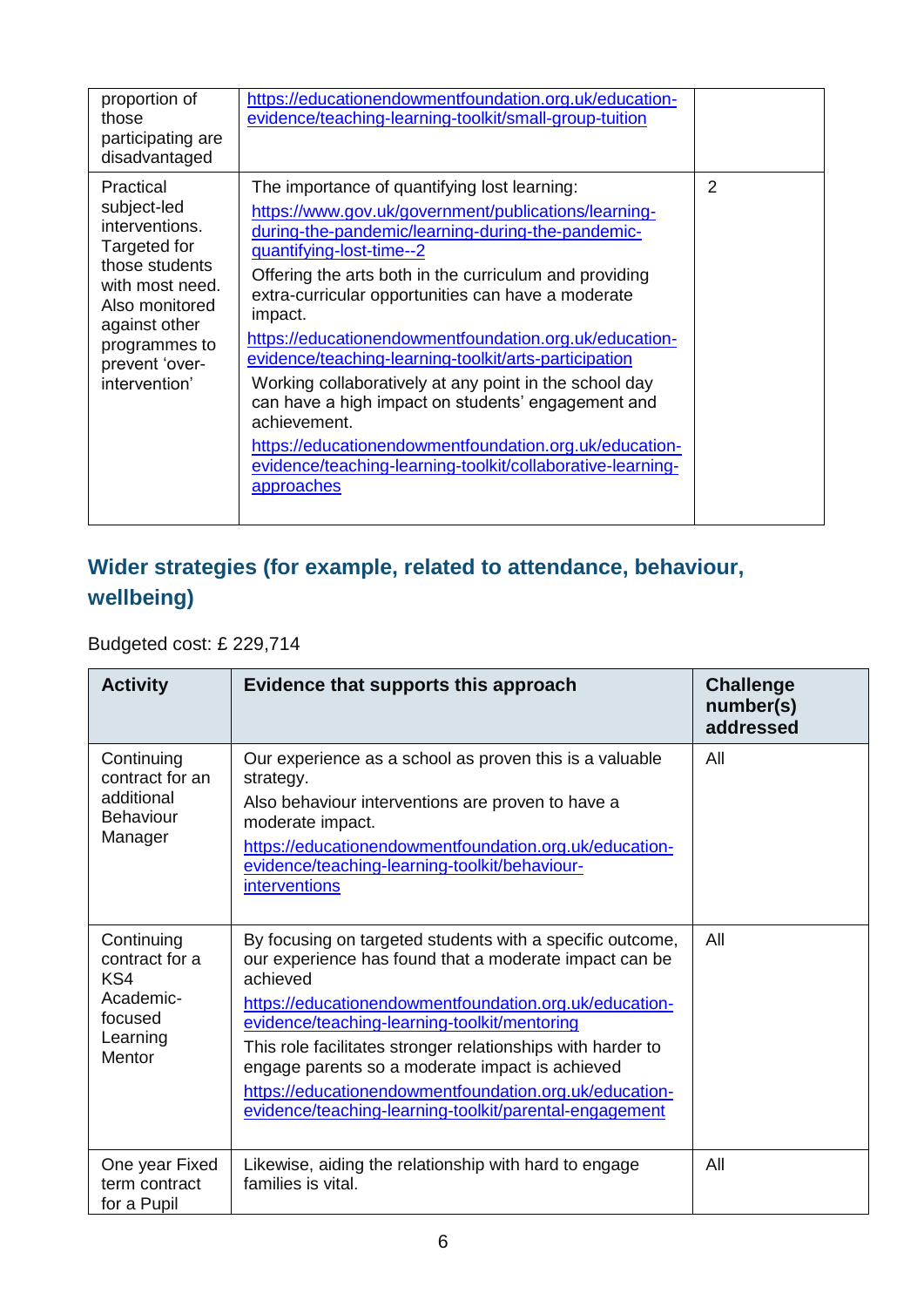| | | |
|---|---|---|
| proportion of those participating are disadvantaged | https://educationendowmentfoundation.org.uk/education-evidence/teaching-learning-toolkit/small-group-tuition | |
| Practical subject-led interventions. Targeted for those students with most need. Also monitored against other programmes to prevent 'over-intervention' | The importance of quantifying lost learning: https://www.gov.uk/government/publications/learning-during-the-pandemic/learning-during-the-pandemic-quantifying-lost-time--2 Offering the arts both in the curriculum and providing extra-curricular opportunities can have a moderate impact. https://educationendowmentfoundation.org.uk/education-evidence/teaching-learning-toolkit/arts-participation Working collaboratively at any point in the school day can have a high impact on students' engagement and achievement. https://educationendowmentfoundation.org.uk/education-evidence/teaching-learning-toolkit/collaborative-learning-approaches | 2 |

## Wider strategies (for example, related to attendance, behaviour, wellbeing)

Budgeted cost: £ 229,714

| Activity | Evidence that supports this approach | Challenge number(s) addressed |
|---|---|---|
| Continuing contract for an additional Behaviour Manager | Our experience as a school as proven this is a valuable strategy. Also behaviour interventions are proven to have a moderate impact. https://educationendowmentfoundation.org.uk/education-evidence/teaching-learning-toolkit/behaviour-interventions | All |
| Continuing contract for a KS4 Academic-focused Learning Mentor | By focusing on targeted students with a specific outcome, our experience has found that a moderate impact can be achieved https://educationendowmentfoundation.org.uk/education-evidence/teaching-learning-toolkit/mentoring This role facilitates stronger relationships with harder to engage parents so a moderate impact is achieved https://educationendowmentfoundation.org.uk/education-evidence/teaching-learning-toolkit/parental-engagement | All |
| One year Fixed term contract for a Pupil | Likewise, aiding the relationship with hard to engage families is vital. | All |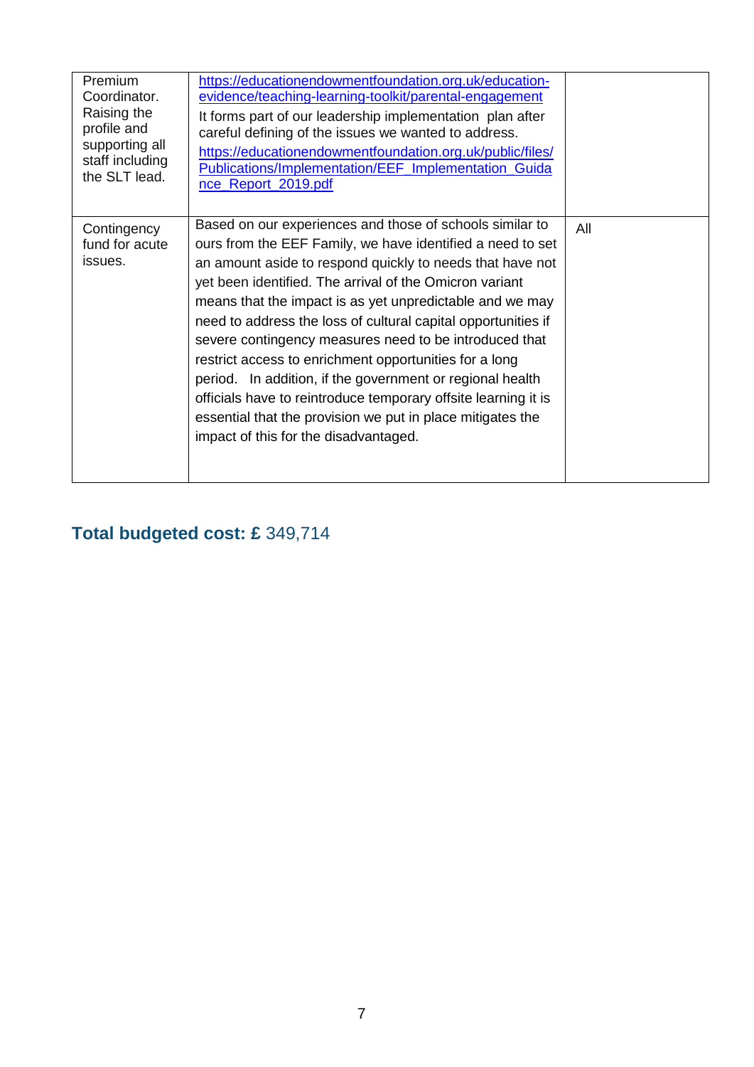| | | |
|---|---|---|
| Premium Coordinator. Raising the profile and supporting all staff including the SLT lead. | https://educationendowmentfoundation.org.uk/education-evidence/teaching-learning-toolkit/parental-engagement It forms part of our leadership implementation plan after careful defining of the issues we wanted to address. https://educationendowmentfoundation.org.uk/public/files/Publications/Implementation/EEF_Implementation_Guidance_Report_2019.pdf | |
| Contingency fund for acute issues. | Based on our experiences and those of schools similar to ours from the EEF Family, we have identified a need to set an amount aside to respond quickly to needs that have not yet been identified. The arrival of the Omicron variant means that the impact is as yet unpredictable and we may need to address the loss of cultural capital opportunities if severe contingency measures need to be introduced that restrict access to enrichment opportunities for a long period. In addition, if the government or regional health officials have to reintroduce temporary offsite learning it is essential that the provision we put in place mitigates the impact of this for the disadvantaged. | All |

## Total budgeted cost: £ 349,714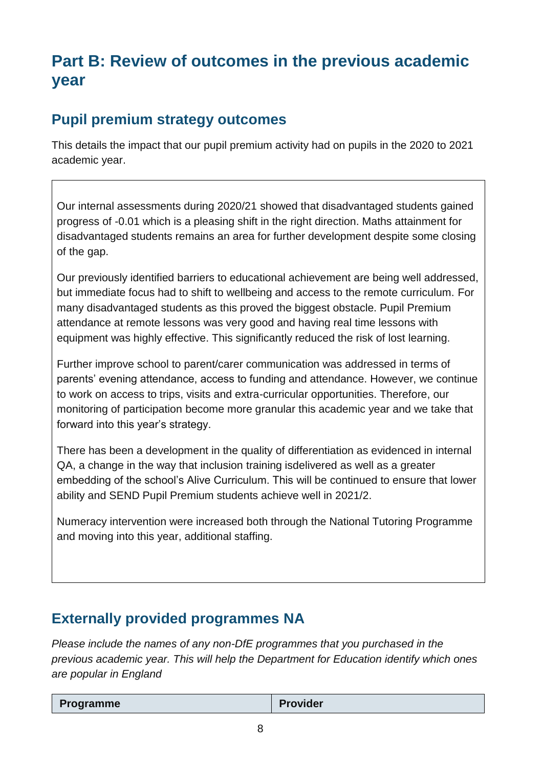# Part B: Review of outcomes in the previous academic year

## Pupil premium strategy outcomes

This details the impact that our pupil premium activity had on pupils in the 2020 to 2021 academic year.

Our internal assessments during 2020/21 showed that disadvantaged students gained progress of -0.01 which is a pleasing shift in the right direction. Maths attainment for disadvantaged students remains an area for further development despite some closing of the gap.

Our previously identified barriers to educational achievement are being well addressed, but immediate focus had to shift to wellbeing and access to the remote curriculum. For many disadvantaged students as this proved the biggest obstacle. Pupil Premium attendance at remote lessons was very good and having real time lessons with equipment was highly effective. This significantly reduced the risk of lost learning.

Further improve school to parent/carer communication was addressed in terms of parents' evening attendance, access to funding and attendance. However, we continue to work on access to trips, visits and extra-curricular opportunities. Therefore, our monitoring of participation become more granular this academic year and we take that forward into this year's strategy.

There has been a development in the quality of differentiation as evidenced in internal QA, a change in the way that inclusion training isdelivered as well as a greater embedding of the school's Alive Curriculum. This will be continued to ensure that lower ability and SEND Pupil Premium students achieve well in 2021/2.

Numeracy intervention were increased both through the National Tutoring Programme and moving into this year, additional staffing.

## Externally provided programmes NA

*Please include the names of any non-DfE programmes that you purchased in the previous academic year. This will help the Department for Education identify which ones are popular in England*

| Programme | Provider |
|---|---|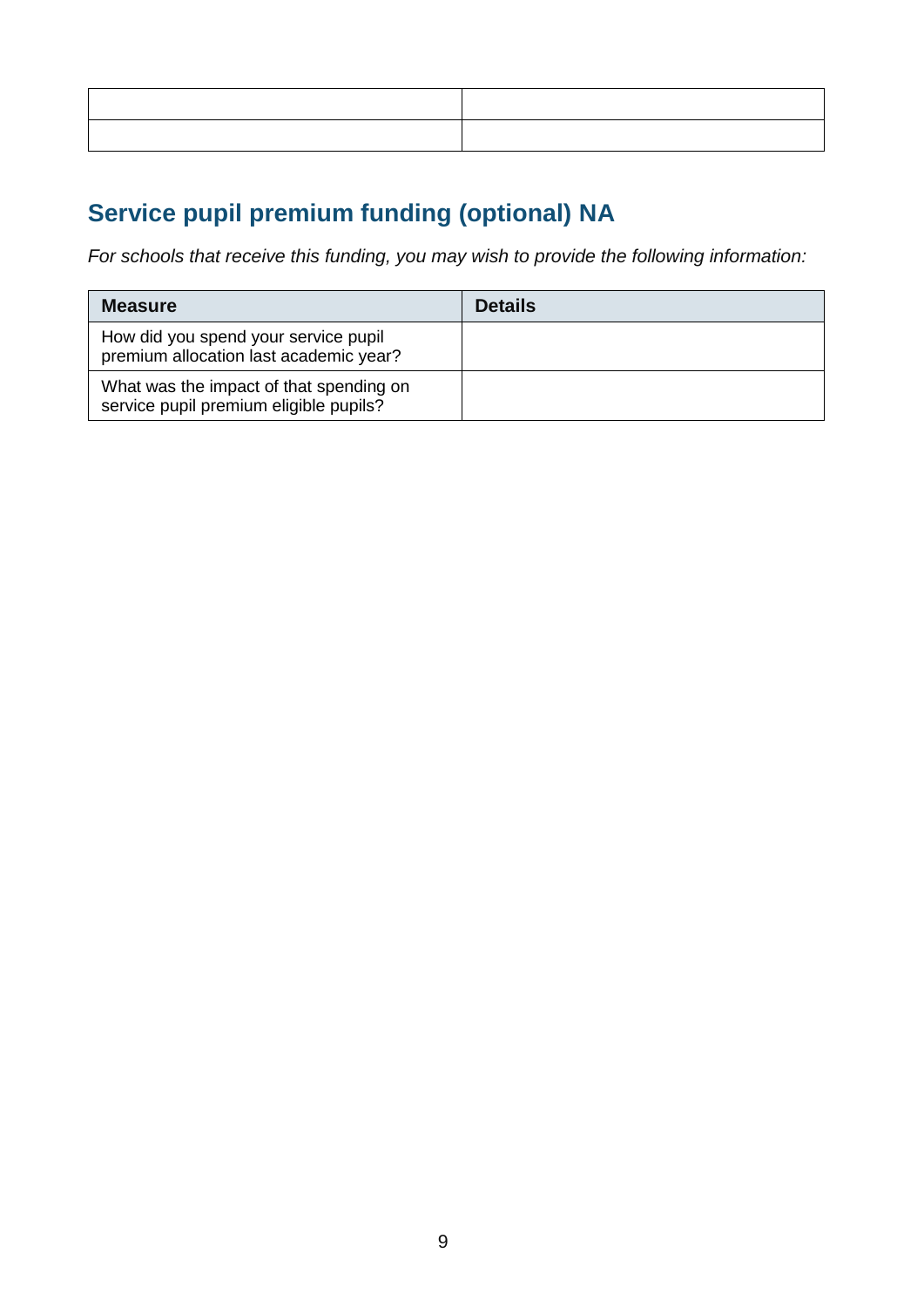| | |
|---|---|
| | |
| | |

## Service pupil premium funding (optional) NA

*For schools that receive this funding, you may wish to provide the following information:*

| Measure | Details |
|---|---|
| How did you spend your service pupil premium allocation last academic year? | |
| What was the impact of that spending on service pupil premium eligible pupils? | |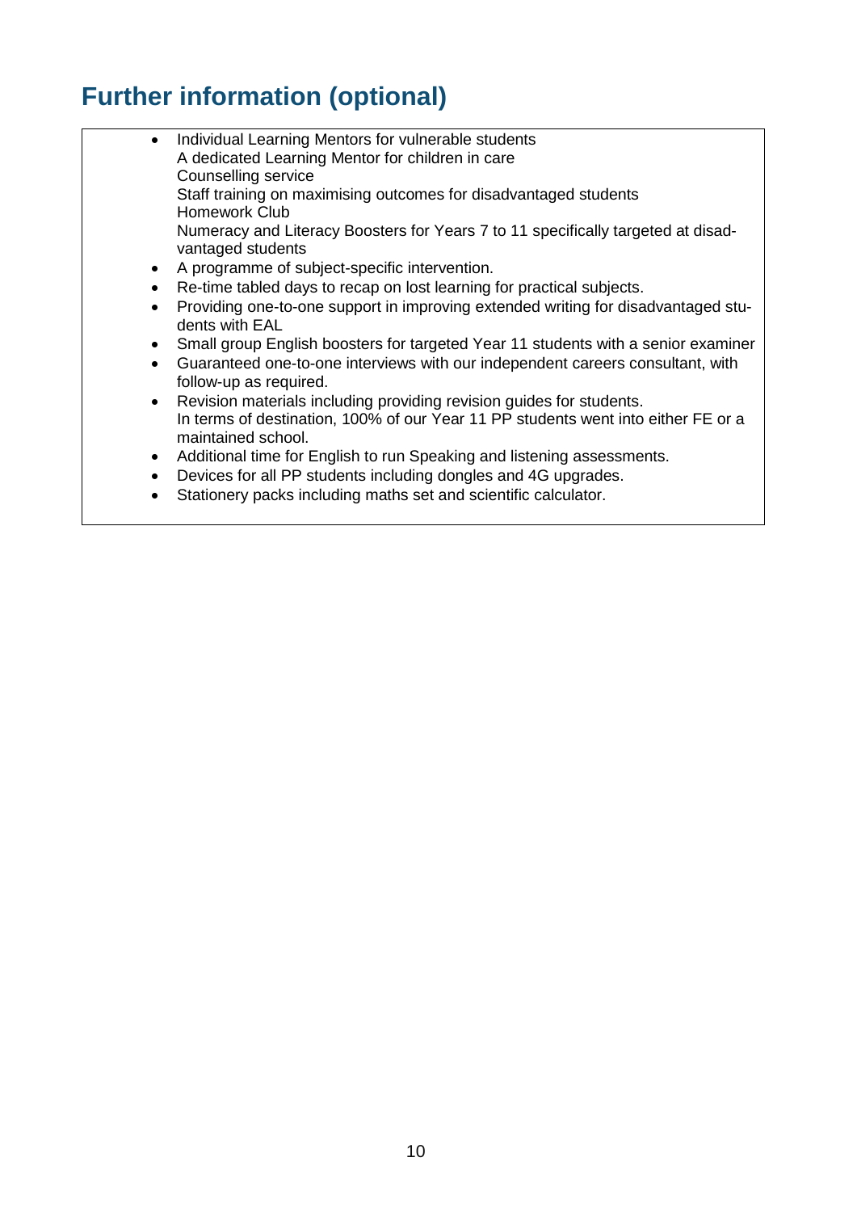## Further information (optional)

- Individual Learning Mentors for vulnerable students
  A dedicated Learning Mentor for children in care
  Counselling service
  Staff training on maximising outcomes for disadvantaged students
  Homework Club
  Numeracy and Literacy Boosters for Years 7 to 11 specifically targeted at disadvantaged students
- A programme of subject-specific intervention.
- Re-time tabled days to recap on lost learning for practical subjects.
- Providing one-to-one support in improving extended writing for disadvantaged students with EAL
- Small group English boosters for targeted Year 11 students with a senior examiner
- Guaranteed one-to-one interviews with our independent careers consultant, with follow-up as required.
- Revision materials including providing revision guides for students.
  In terms of destination, 100% of our Year 11 PP students went into either FE or a maintained school.
- Additional time for English to run Speaking and listening assessments.
- Devices for all PP students including dongles and 4G upgrades.
- Stationery packs including maths set and scientific calculator.